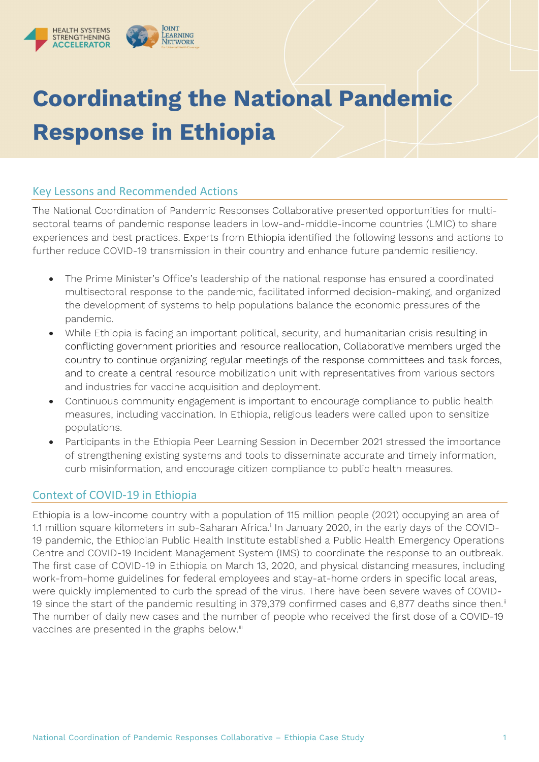# Coordinating the National Pandemic Response in Ethiopia

## Key Lessons and Recommended Actions

The National Coordination of Pandemic Responses Collaborative presented opportunities for multi-sectoral teams of pandemic response leaders in low-and-middle-income countries (LMIC) to share experiences and best practices. Experts from Ethiopia identified the following lessons and actions to further reduce COVID-19 transmission in their country and enhance future pandemic resiliency.

- The Prime Minister's Office's leadership of the national response has ensured a coordinated multisectoral response to the pandemic, facilitated informed decision-making, and organized the development of systems to help populations balance the economic pressures of the pandemic.
- While Ethiopia is facing an important political, security, and humanitarian crisis resulting in conflicting government priorities and resource reallocation, Collaborative members urged the country to continue organizing regular meetings of the response committees and task forces, and to create a central resource mobilization unit with representatives from various sectors and industries for vaccine acquisition and deployment.
- Continuous community engagement is important to encourage compliance to public health measures, including vaccination. In Ethiopia, religious leaders were called upon to sensitize populations.
- Participants in the Ethiopia Peer Learning Session in December 2021 stressed the importance of strengthening existing systems and tools to disseminate accurate and timely information, curb misinformation, and encourage citizen compliance to public health measures.

## Context of COVID-19 in Ethiopia

Ethiopia is a low-income country with a population of 115 million people (2021) occupying an area of 1.1 million square kilometers in sub-Saharan Africa.[i] In January 2020, in the early days of the COVID-19 pandemic, the Ethiopian Public Health Institute established a Public Health Emergency Operations Centre and COVID-19 Incident Management System (IMS) to coordinate the response to an outbreak. The first case of COVID-19 in Ethiopia on March 13, 2020, and physical distancing measures, including work-from-home guidelines for federal employees and stay-at-home orders in specific local areas, were quickly implemented to curb the spread of the virus. There have been severe waves of COVID-19 since the start of the pandemic resulting in 379,379 confirmed cases and 6,877 deaths since then.[ii] The number of daily new cases and the number of people who received the first dose of a COVID-19 vaccines are presented in the graphs below.[iii]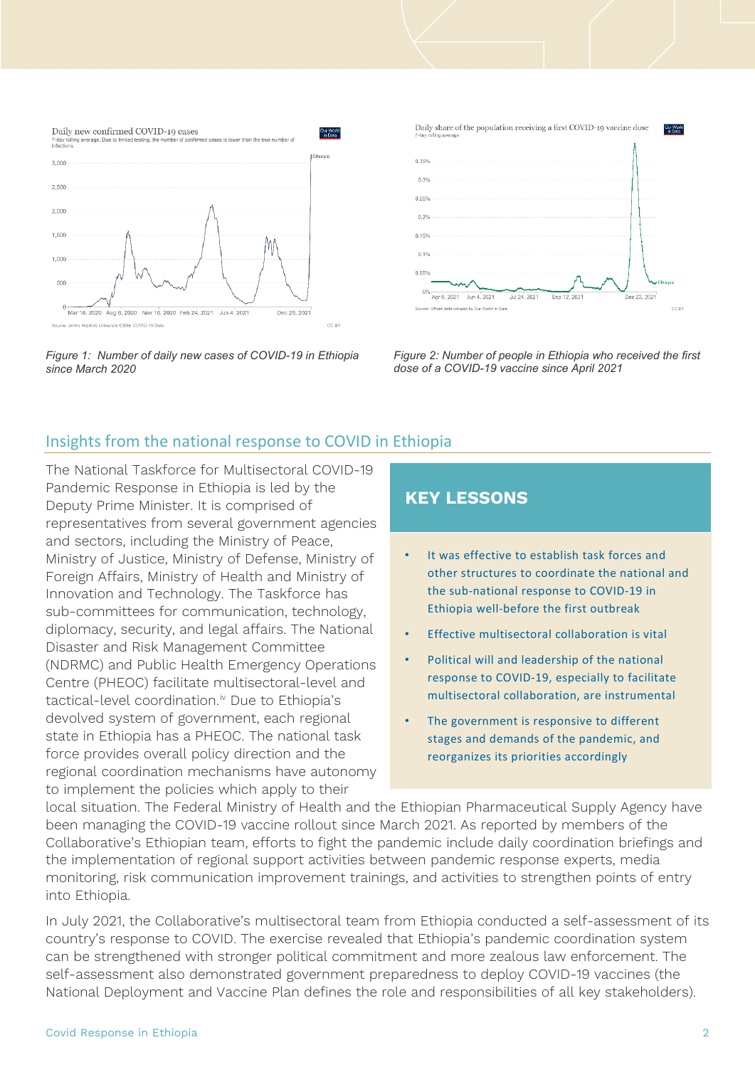*Figure 1: Number of daily new cases of COVID-19 in Ethiopia since March 2020*

*Figure 2: Number of people in Ethiopia who received the first dose of a COVID-19 vaccine since April 2021*

## Insights from the national response to COVID in Ethiopia

The National Taskforce for Multisectoral COVID-19 Pandemic Response in Ethiopia is led by the Deputy Prime Minister. It is comprised of representatives from several government agencies and sectors, including the Ministry of Peace, Ministry of Justice, Ministry of Defense, Ministry of Foreign Affairs, Ministry of Health and Ministry of Innovation and Technology. The Taskforce has sub-committees for communication, technology, diplomacy, security, and legal affairs. The National Disaster and Risk Management Committee (NDRMC) and Public Health Emergency Operations Centre (PHEOC) facilitate multisectoral-level and tactical-level coordination.[iv] Due to Ethiopia's devolved system of government, each regional state in Ethiopia has a PHEOC. The national task force provides overall policy direction and the regional coordination mechanisms have autonomy to implement the policies which apply to their local situation. The Federal Ministry of Health and the Ethiopian Pharmaceutical Supply Agency have been managing the COVID-19 vaccine rollout since March 2021. As reported by members of the Collaborative's Ethiopian team, efforts to fight the pandemic include daily coordination briefings and the implementation of regional support activities between pandemic response experts, media monitoring, risk communication improvement trainings, and activities to strengthen points of entry into Ethiopia.

### KEY LESSONS

- It was effective to establish task forces and other structures to coordinate the national and the sub-national response to COVID-19 in Ethiopia well-before the first outbreak
- Effective multisectoral collaboration is vital
- Political will and leadership of the national response to COVID-19, especially to facilitate multisectoral collaboration, are instrumental
- The government is responsive to different stages and demands of the pandemic, and reorganizes its priorities accordingly

In July 2021, the Collaborative's multisectoral team from Ethiopia conducted a self-assessment of its country's response to COVID. The exercise revealed that Ethiopia's pandemic coordination system can be strengthened with stronger political commitment and more zealous law enforcement. The self-assessment also demonstrated government preparedness to deploy COVID-19 vaccines (the National Deployment and Vaccine Plan defines the role and responsibilities of all key stakeholders).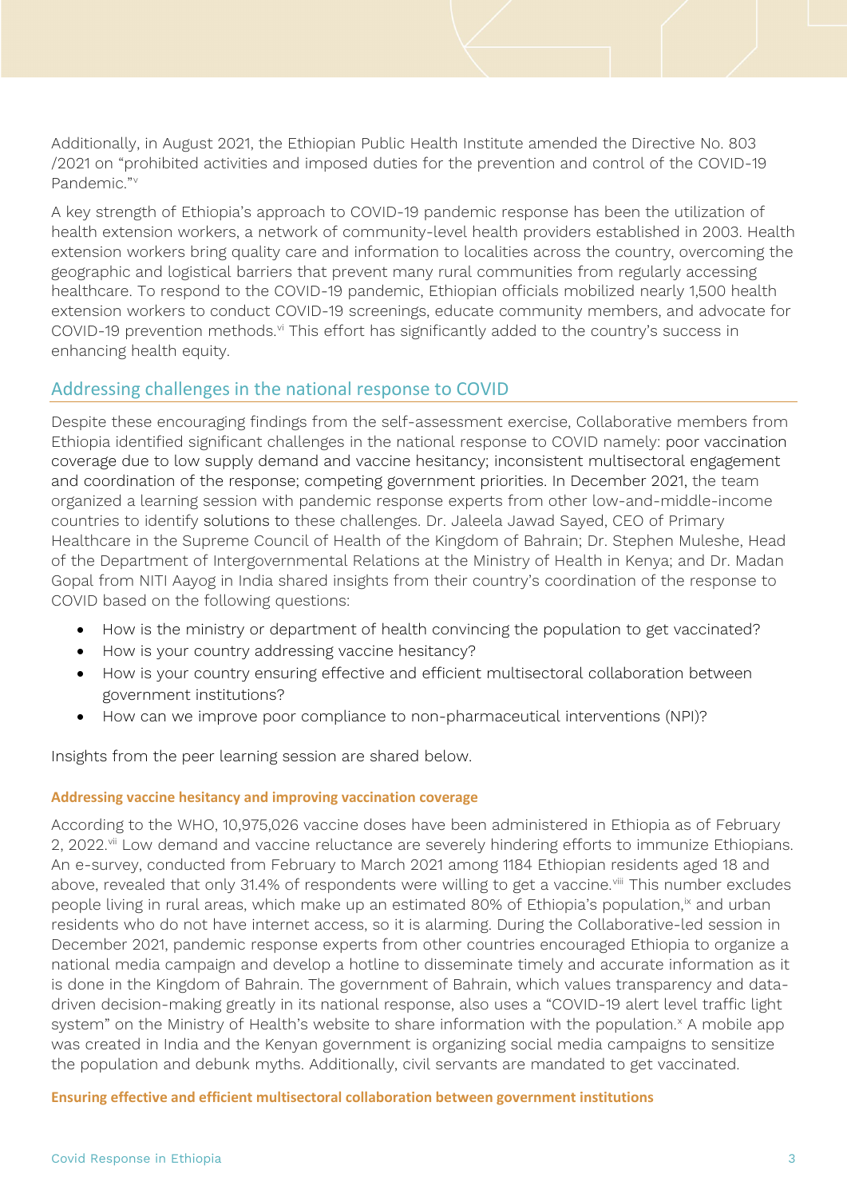Additionally, in August 2021, the Ethiopian Public Health Institute amended the Directive No. 803 /2021 on "prohibited activities and imposed duties for the prevention and control of the COVID-19 Pandemic."[v]

A key strength of Ethiopia's approach to COVID-19 pandemic response has been the utilization of health extension workers, a network of community-level health providers established in 2003. Health extension workers bring quality care and information to localities across the country, overcoming the geographic and logistical barriers that prevent many rural communities from regularly accessing healthcare. To respond to the COVID-19 pandemic, Ethiopian officials mobilized nearly 1,500 health extension workers to conduct COVID-19 screenings, educate community members, and advocate for COVID-19 prevention methods.[vi] This effort has significantly added to the country's success in enhancing health equity.

## Addressing challenges in the national response to COVID

Despite these encouraging findings from the self-assessment exercise, Collaborative members from Ethiopia identified significant challenges in the national response to COVID namely: poor vaccination coverage due to low supply demand and vaccine hesitancy; inconsistent multisectoral engagement and coordination of the response; competing government priorities. In December 2021, the team organized a learning session with pandemic response experts from other low-and-middle-income countries to identify solutions to these challenges. Dr. Jaleela Jawad Sayed, CEO of Primary Healthcare in the Supreme Council of Health of the Kingdom of Bahrain; Dr. Stephen Muleshe, Head of the Department of Intergovernmental Relations at the Ministry of Health in Kenya; and Dr. Madan Gopal from NITI Aayog in India shared insights from their country's coordination of the response to COVID based on the following questions:

- How is the ministry or department of health convincing the population to get vaccinated?
- How is your country addressing vaccine hesitancy?
- How is your country ensuring effective and efficient multisectoral collaboration between government institutions?
- How can we improve poor compliance to non-pharmaceutical interventions (NPI)?

Insights from the peer learning session are shared below.

### Addressing vaccine hesitancy and improving vaccination coverage

According to the WHO, 10,975,026 vaccine doses have been administered in Ethiopia as of February 2, 2022.[vii] Low demand and vaccine reluctance are severely hindering efforts to immunize Ethiopians. An e-survey, conducted from February to March 2021 among 1184 Ethiopian residents aged 18 and above, revealed that only 31.4% of respondents were willing to get a vaccine.[viii] This number excludes people living in rural areas, which make up an estimated 80% of Ethiopia's population,[ix] and urban residents who do not have internet access, so it is alarming. During the Collaborative-led session in December 2021, pandemic response experts from other countries encouraged Ethiopia to organize a national media campaign and develop a hotline to disseminate timely and accurate information as it is done in the Kingdom of Bahrain. The government of Bahrain, which values transparency and data-driven decision-making greatly in its national response, also uses a "COVID-19 alert level traffic light system" on the Ministry of Health's website to share information with the population.[x] A mobile app was created in India and the Kenyan government is organizing social media campaigns to sensitize the population and debunk myths. Additionally, civil servants are mandated to get vaccinated.

### Ensuring effective and efficient multisectoral collaboration between government institutions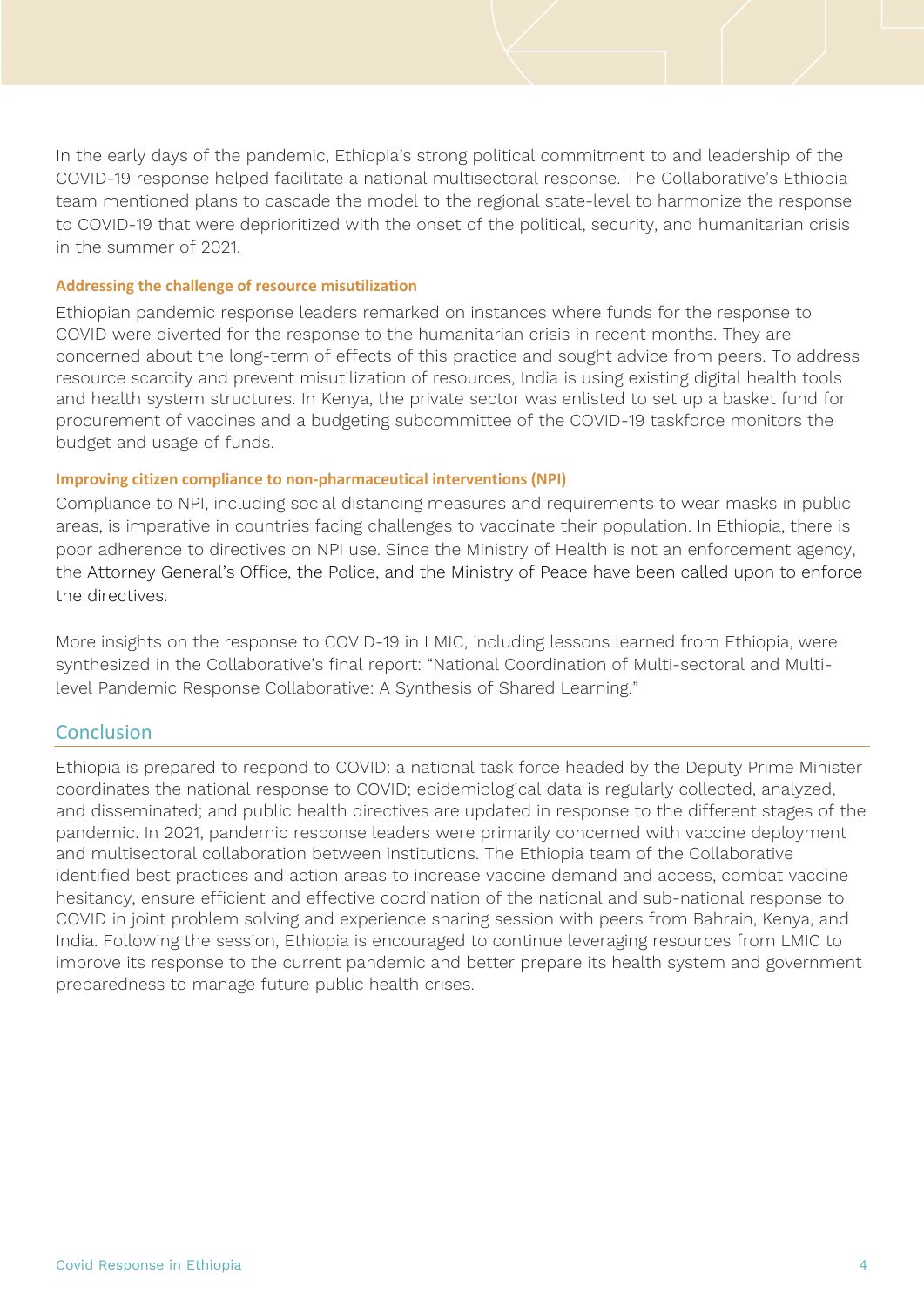In the early days of the pandemic, Ethiopia's strong political commitment to and leadership of the COVID-19 response helped facilitate a national multisectoral response. The Collaborative's Ethiopia team mentioned plans to cascade the model to the regional state-level to harmonize the response to COVID-19 that were deprioritized with the onset of the political, security, and humanitarian crisis in the summer of 2021.

### Addressing the challenge of resource misutilization

Ethiopian pandemic response leaders remarked on instances where funds for the response to COVID were diverted for the response to the humanitarian crisis in recent months. They are concerned about the long-term of effects of this practice and sought advice from peers. To address resource scarcity and prevent misutilization of resources, India is using existing digital health tools and health system structures. In Kenya, the private sector was enlisted to set up a basket fund for procurement of vaccines and a budgeting subcommittee of the COVID-19 taskforce monitors the budget and usage of funds.

### Improving citizen compliance to non-pharmaceutical interventions (NPI)

Compliance to NPI, including social distancing measures and requirements to wear masks in public areas, is imperative in countries facing challenges to vaccinate their population. In Ethiopia, there is poor adherence to directives on NPI use. Since the Ministry of Health is not an enforcement agency, the Attorney General's Office, the Police, and the Ministry of Peace have been called upon to enforce the directives.

More insights on the response to COVID-19 in LMIC, including lessons learned from Ethiopia, were synthesized in the Collaborative's final report: "National Coordination of Multi-sectoral and Multi-level Pandemic Response Collaborative: A Synthesis of Shared Learning."

## Conclusion

Ethiopia is prepared to respond to COVID: a national task force headed by the Deputy Prime Minister coordinates the national response to COVID; epidemiological data is regularly collected, analyzed, and disseminated; and public health directives are updated in response to the different stages of the pandemic. In 2021, pandemic response leaders were primarily concerned with vaccine deployment and multisectoral collaboration between institutions. The Ethiopia team of the Collaborative identified best practices and action areas to increase vaccine demand and access, combat vaccine hesitancy, ensure efficient and effective coordination of the national and sub-national response to COVID in joint problem solving and experience sharing session with peers from Bahrain, Kenya, and India. Following the session, Ethiopia is encouraged to continue leveraging resources from LMIC to improve its response to the current pandemic and better prepare its health system and government preparedness to manage future public health crises.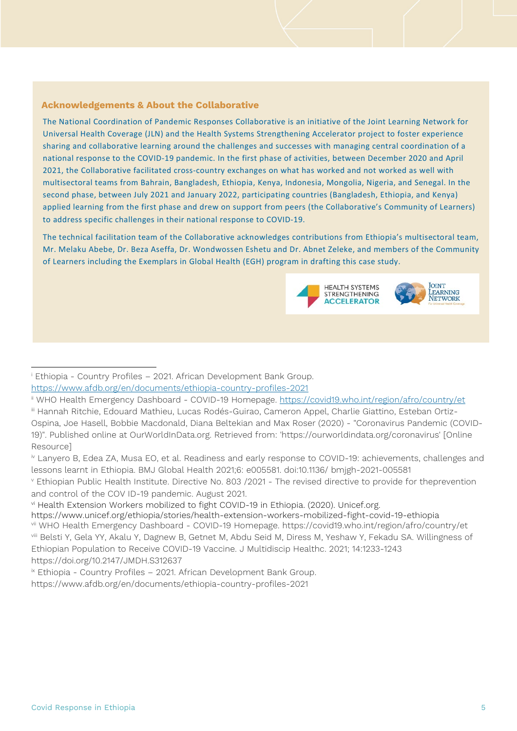## Acknowledgements & About the Collaborative

The National Coordination of Pandemic Responses Collaborative is an initiative of the Joint Learning Network for Universal Health Coverage (JLN) and the Health Systems Strengthening Accelerator project to foster experience sharing and collaborative learning around the challenges and successes with managing central coordination of a national response to the COVID-19 pandemic. In the first phase of activities, between December 2020 and April 2021, the Collaborative facilitated cross-country exchanges on what has worked and not worked as well with multisectoral teams from Bahrain, Bangladesh, Ethiopia, Kenya, Indonesia, Mongolia, Nigeria, and Senegal. In the second phase, between July 2021 and January 2022, participating countries (Bangladesh, Ethiopia, and Kenya) applied learning from the first phase and drew on support from peers (the Collaborative's Community of Learners) to address specific challenges in their national response to COVID-19.

The technical facilitation team of the Collaborative acknowledges contributions from Ethiopia's multisectoral team, Mr. Melaku Abebe, Dr. Beza Aseffa, Dr. Wondwossen Eshetu and Dr. Abnet Zeleke, and members of the Community of Learners including the Exemplars in Global Health (EGH) program in drafting this case study.

HEALTH SYSTEMS STRENGTHENING ACCELERATOR

JOINT LEARNING NETWORK For Universal Health Coverage

---

[i] Ethiopia - Country Profiles – 2021. African Development Bank Group. https://www.afdb.org/en/documents/ethiopia-country-profiles-2021

[ii] WHO Health Emergency Dashboard - COVID-19 Homepage. https://covid19.who.int/region/afro/country/et

[iii] Hannah Ritchie, Edouard Mathieu, Lucas Rodés-Guirao, Cameron Appel, Charlie Giattino, Esteban Ortiz-Ospina, Joe Hasell, Bobbie Macdonald, Diana Beltekian and Max Roser (2020) - "Coronavirus Pandemic (COVID-19)". Published online at OurWorldInData.org. Retrieved from: 'https://ourworldindata.org/coronavirus' [Online Resource]

[iv] Lanyero B, Edea ZA, Musa EO, et al. Readiness and early response to COVID-19: achievements, challenges and lessons learnt in Ethiopia. BMJ Global Health 2021;6: e005581. doi:10.1136/ bmjgh-2021-005581

[v] Ethiopian Public Health Institute. Directive No. 803 /2021 - The revised directive to provide for theprevention and control of the COV ID-19 pandemic. August 2021.

[vi] Health Extension Workers mobilized to fight COVID-19 in Ethiopia. (2020). Unicef.org. https://www.unicef.org/ethiopia/stories/health-extension-workers-mobilized-fight-covid-19-ethiopia

[vii] WHO Health Emergency Dashboard - COVID-19 Homepage. https://covid19.who.int/region/afro/country/et

[viii] Belsti Y, Gela YY, Akalu Y, Dagnew B, Getnet M, Abdu Seid M, Diress M, Yeshaw Y, Fekadu SA. Willingness of Ethiopian Population to Receive COVID-19 Vaccine. J Multidiscip Healthc. 2021; 14:1233-1243 https://doi.org/10.2147/JMDH.S312637

[ix] Ethiopia - Country Profiles – 2021. African Development Bank Group. https://www.afdb.org/en/documents/ethiopia-country-profiles-2021